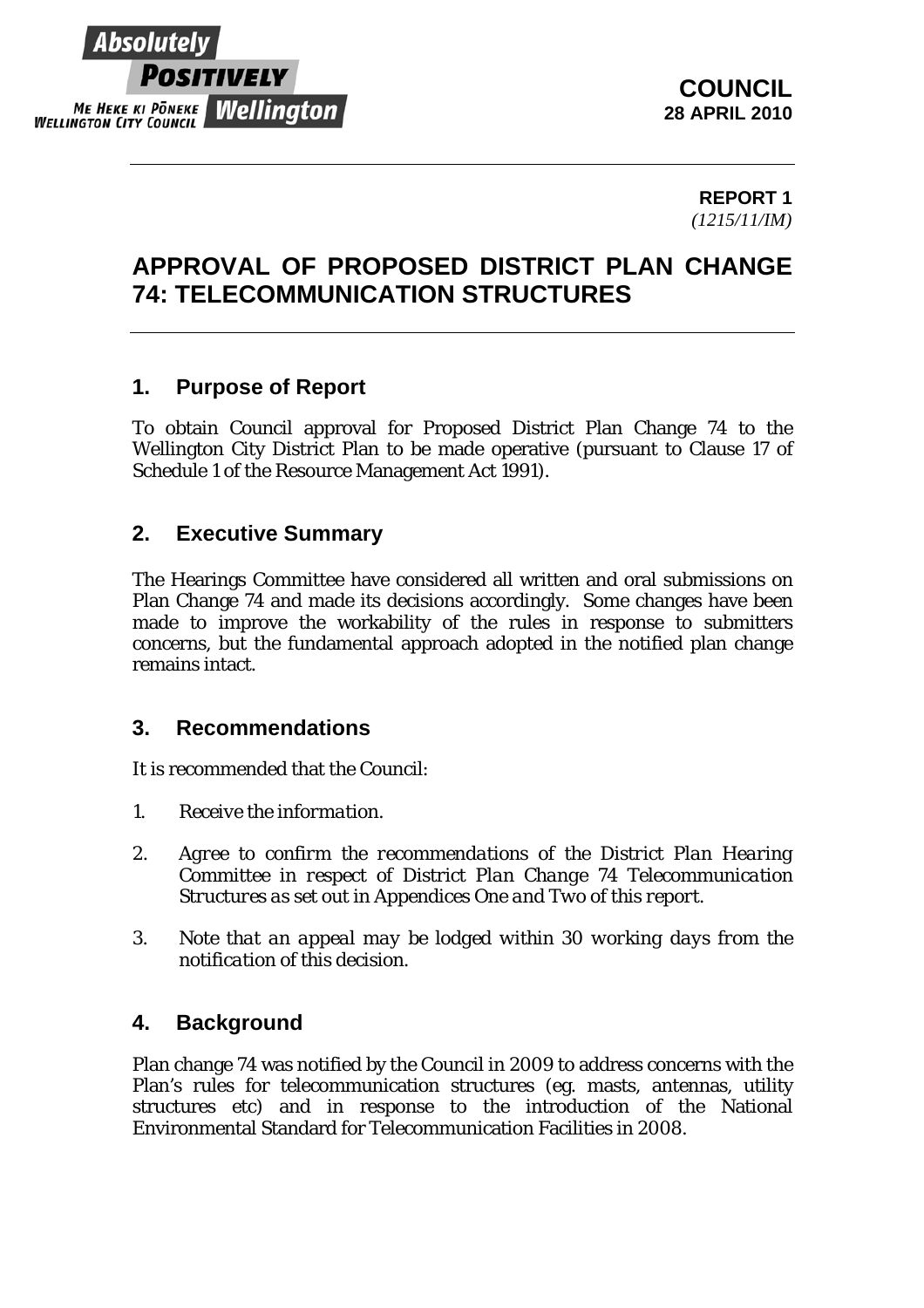**COUNCIL**
**28 APRIL 2010**

**REPORT 1**
*(1215/11/IM)*

# APPROVAL OF PROPOSED DISTRICT PLAN CHANGE 74: TELECOMMUNICATION STRUCTURES

## 1. Purpose of Report

To obtain Council approval for Proposed District Plan Change 74 to the Wellington City District Plan to be made operative (pursuant to Clause 17 of Schedule 1 of the Resource Management Act 1991).

## 2. Executive Summary

The Hearings Committee have considered all written and oral submissions on Plan Change 74 and made its decisions accordingly. Some changes have been made to improve the workability of the rules in response to submitters concerns, but the fundamental approach adopted in the notified plan change remains intact.

## 3. Recommendations

It is recommended that the Council:

1. *Receive the information.*
2. *Agree to confirm the recommendations of the District Plan Hearing Committee in respect of District Plan Change 74 Telecommunication Structures as set out in Appendices One and Two of this report.*
3. *Note that an appeal may be lodged within 30 working days from the notification of this decision.*

## 4. Background

Plan change 74 was notified by the Council in 2009 to address concerns with the Plan's rules for telecommunication structures (eg. masts, antennas, utility structures etc) and in response to the introduction of the National Environmental Standard for Telecommunication Facilities in 2008.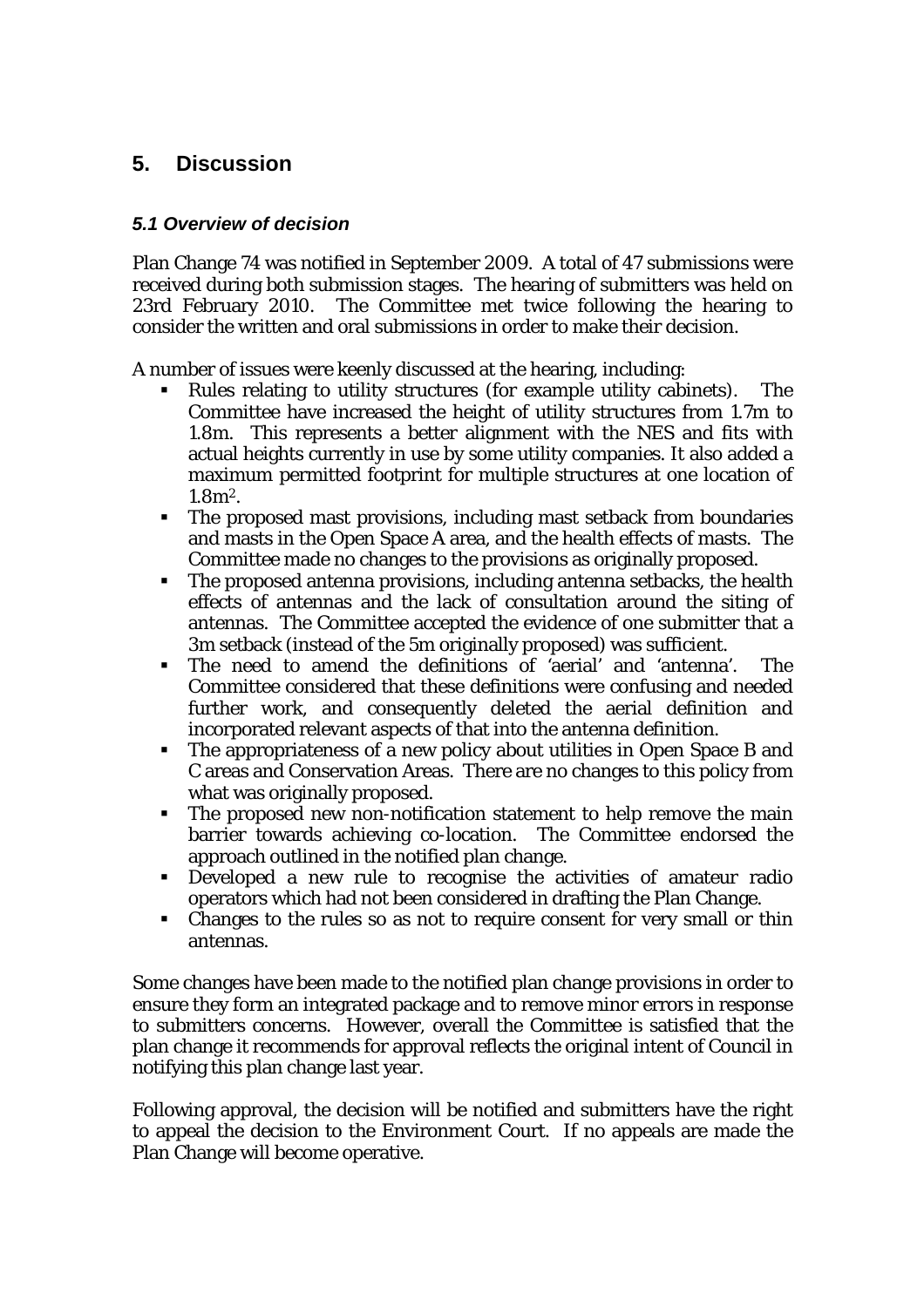# 5. Discussion

### *5.1 Overview of decision*

Plan Change 74 was notified in September 2009. A total of 47 submissions were received during both submission stages. The hearing of submitters was held on 23rd February 2010. The Committee met twice following the hearing to consider the written and oral submissions in order to make their decision.

A number of issues were keenly discussed at the hearing, including:

- Rules relating to utility structures (for example utility cabinets). The Committee have increased the height of utility structures from 1.7m to 1.8m. This represents a better alignment with the NES and fits with actual heights currently in use by some utility companies. It also added a maximum permitted footprint for multiple structures at one location of 1.8m$^2$.
- The proposed mast provisions, including mast setback from boundaries and masts in the Open Space A area, and the health effects of masts. The Committee made no changes to the provisions as originally proposed.
- The proposed antenna provisions, including antenna setbacks, the health effects of antennas and the lack of consultation around the siting of antennas. The Committee accepted the evidence of one submitter that a 3m setback (instead of the 5m originally proposed) was sufficient.
- The need to amend the definitions of 'aerial' and 'antenna'. The Committee considered that these definitions were confusing and needed further work, and consequently deleted the aerial definition and incorporated relevant aspects of that into the antenna definition.
- The appropriateness of a new policy about utilities in Open Space B and C areas and Conservation Areas. There are no changes to this policy from what was originally proposed.
- The proposed new non-notification statement to help remove the main barrier towards achieving co-location. The Committee endorsed the approach outlined in the notified plan change.
- Developed a new rule to recognise the activities of amateur radio operators which had not been considered in drafting the Plan Change.
- Changes to the rules so as not to require consent for very small or thin antennas.

Some changes have been made to the notified plan change provisions in order to ensure they form an integrated package and to remove minor errors in response to submitters concerns. However, overall the Committee is satisfied that the plan change it recommends for approval reflects the original intent of Council in notifying this plan change last year.

Following approval, the decision will be notified and submitters have the right to appeal the decision to the Environment Court. If no appeals are made the Plan Change will become operative.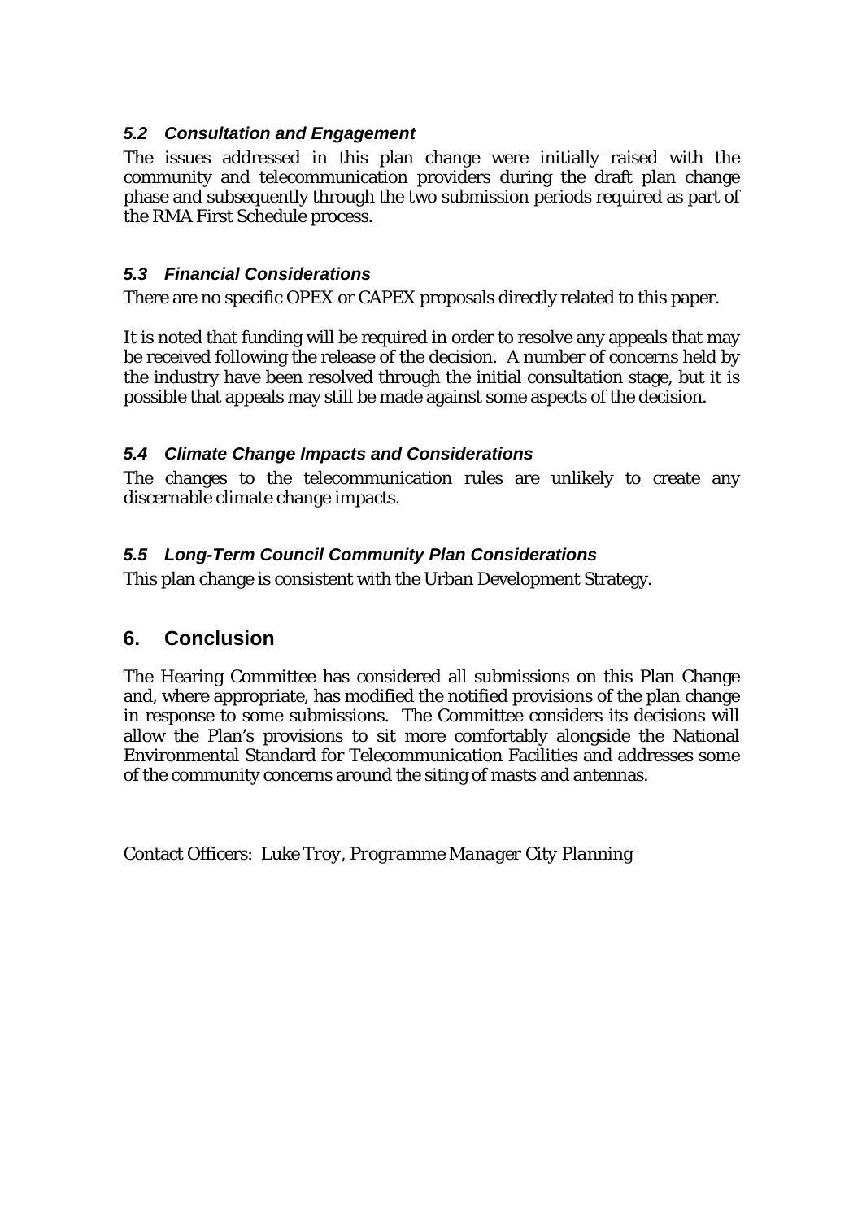### *5.2 Consultation and Engagement*

The issues addressed in this plan change were initially raised with the community and telecommunication providers during the draft plan change phase and subsequently through the two submission periods required as part of the RMA First Schedule process.

### *5.3 Financial Considerations*

There are no specific OPEX or CAPEX proposals directly related to this paper.

It is noted that funding will be required in order to resolve any appeals that may be received following the release of the decision. A number of concerns held by the industry have been resolved through the initial consultation stage, but it is possible that appeals may still be made against some aspects of the decision.

### *5.4 Climate Change Impacts and Considerations*

The changes to the telecommunication rules are unlikely to create any discernable climate change impacts.

### *5.5 Long-Term Council Community Plan Considerations*

This plan change is consistent with the Urban Development Strategy.

## 6. Conclusion

The Hearing Committee has considered all submissions on this Plan Change and, where appropriate, has modified the notified provisions of the plan change in response to some submissions. The Committee considers its decisions will allow the Plan's provisions to sit more comfortably alongside the National Environmental Standard for Telecommunication Facilities and addresses some of the community concerns around the siting of masts and antennas.

Contact Officers: *Luke Troy, Programme Manager City Planning*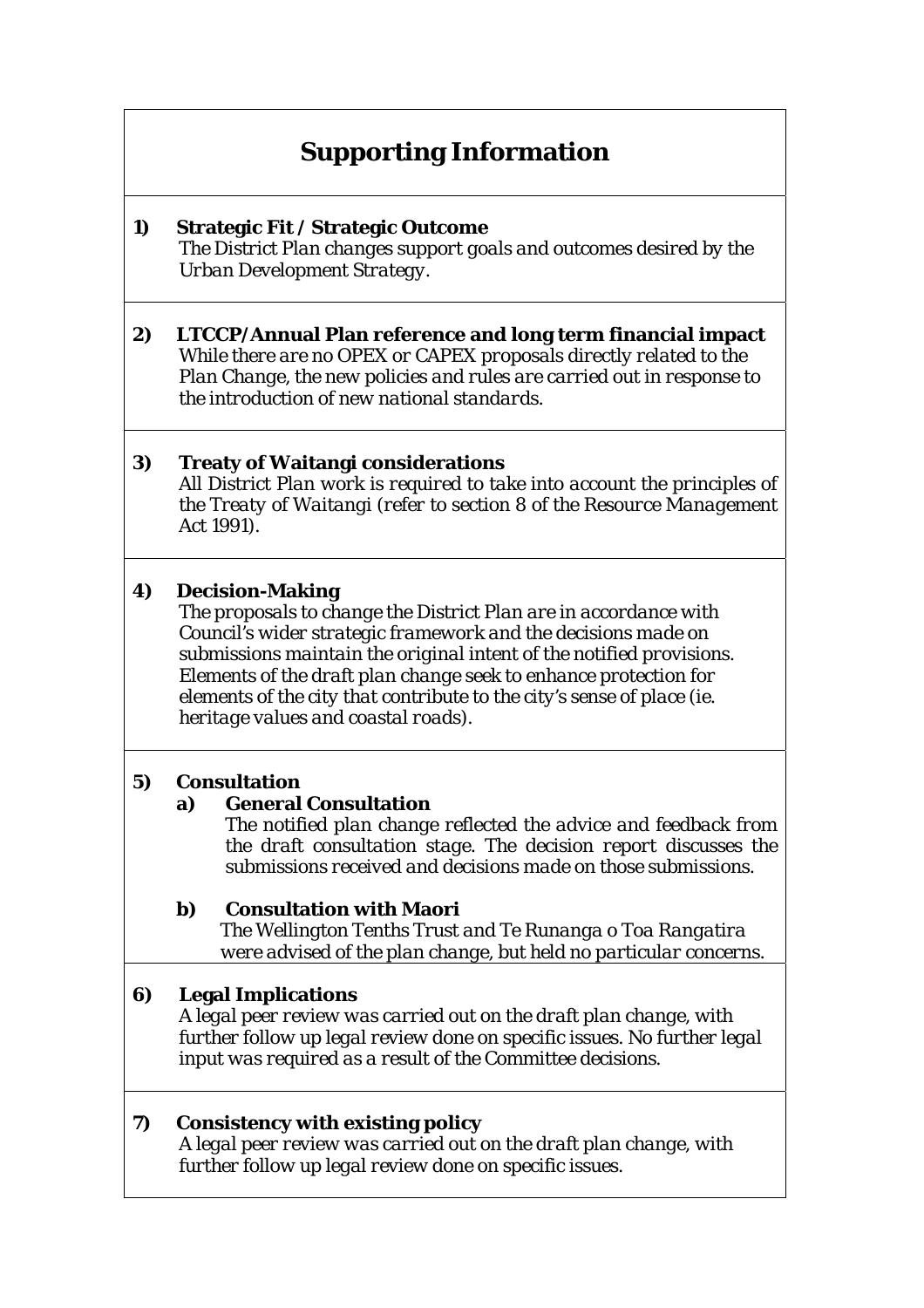# Supporting Information

**1) Strategic Fit / Strategic Outcome**

*The District Plan changes support goals and outcomes desired by the Urban Development Strategy.*

**2) LTCCP/Annual Plan reference and long term financial impact**

*While there are no OPEX or CAPEX proposals directly related to the Plan Change, the new policies and rules are carried out in response to the introduction of new national standards.*

**3) Treaty of Waitangi considerations**

*All District Plan work is required to take into account the principles of the Treaty of Waitangi (refer to section 8 of the Resource Management Act 1991).*

**4) Decision-Making**

*The proposals to change the District Plan are in accordance with Council's wider strategic framework and the decisions made on submissions maintain the original intent of the notified provisions. Elements of the draft plan change seek to enhance protection for elements of the city that contribute to the city's sense of place (ie. heritage values and coastal roads).*

**5) Consultation**

**a) General Consultation**

*The notified plan change reflected the advice and feedback from the draft consultation stage. The decision report discusses the submissions received and decisions made on those submissions.*

**b) Consultation with Maori**

*The Wellington Tenths Trust and Te Runanga o Toa Rangatira were advised of the plan change, but held no particular concerns.*

**6) Legal Implications**

*A legal peer review was carried out on the draft plan change, with further follow up legal review done on specific issues. No further legal input was required as a result of the Committee decisions.*

**7) Consistency with existing policy**

*A legal peer review was carried out on the draft plan change, with further follow up legal review done on specific issues.*